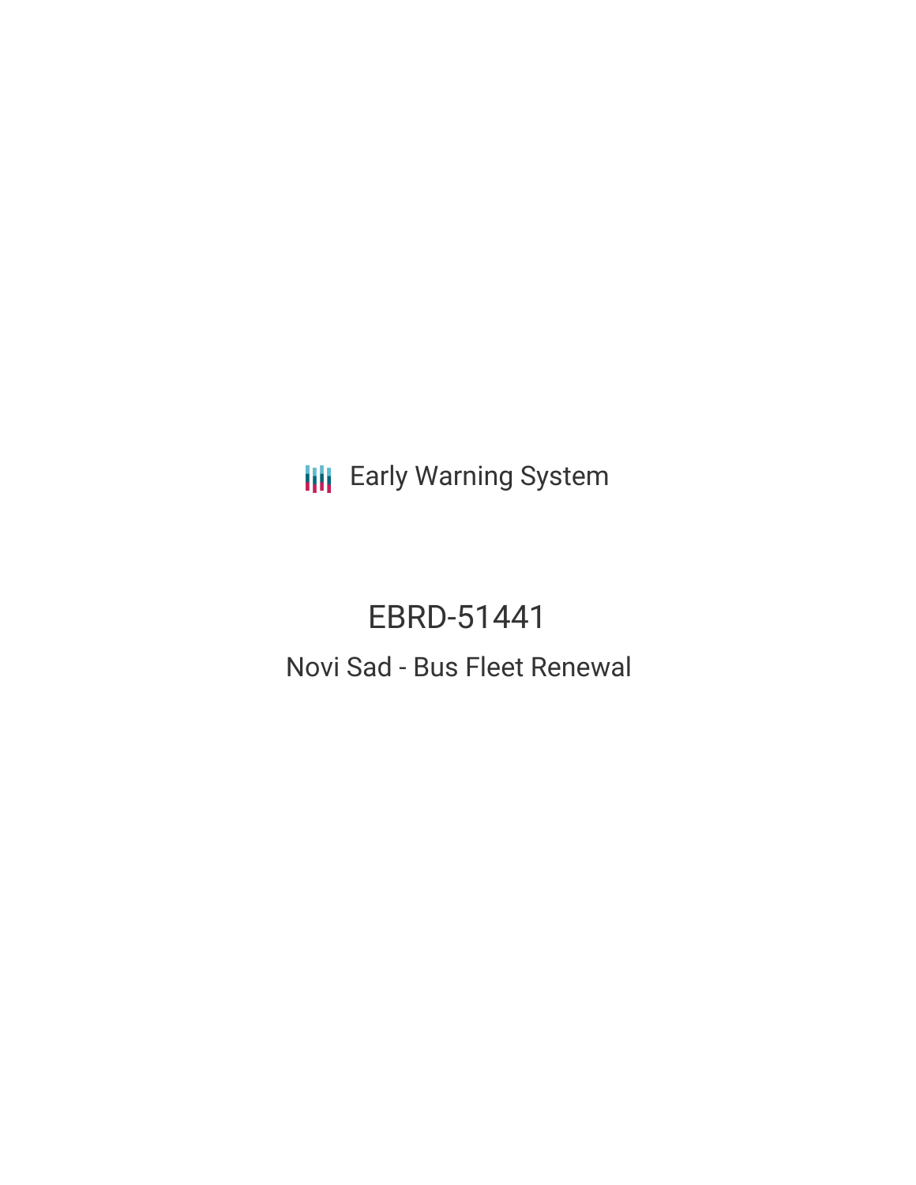Early Warning System

# EBRD-51441

## Novi Sad - Bus Fleet Renewal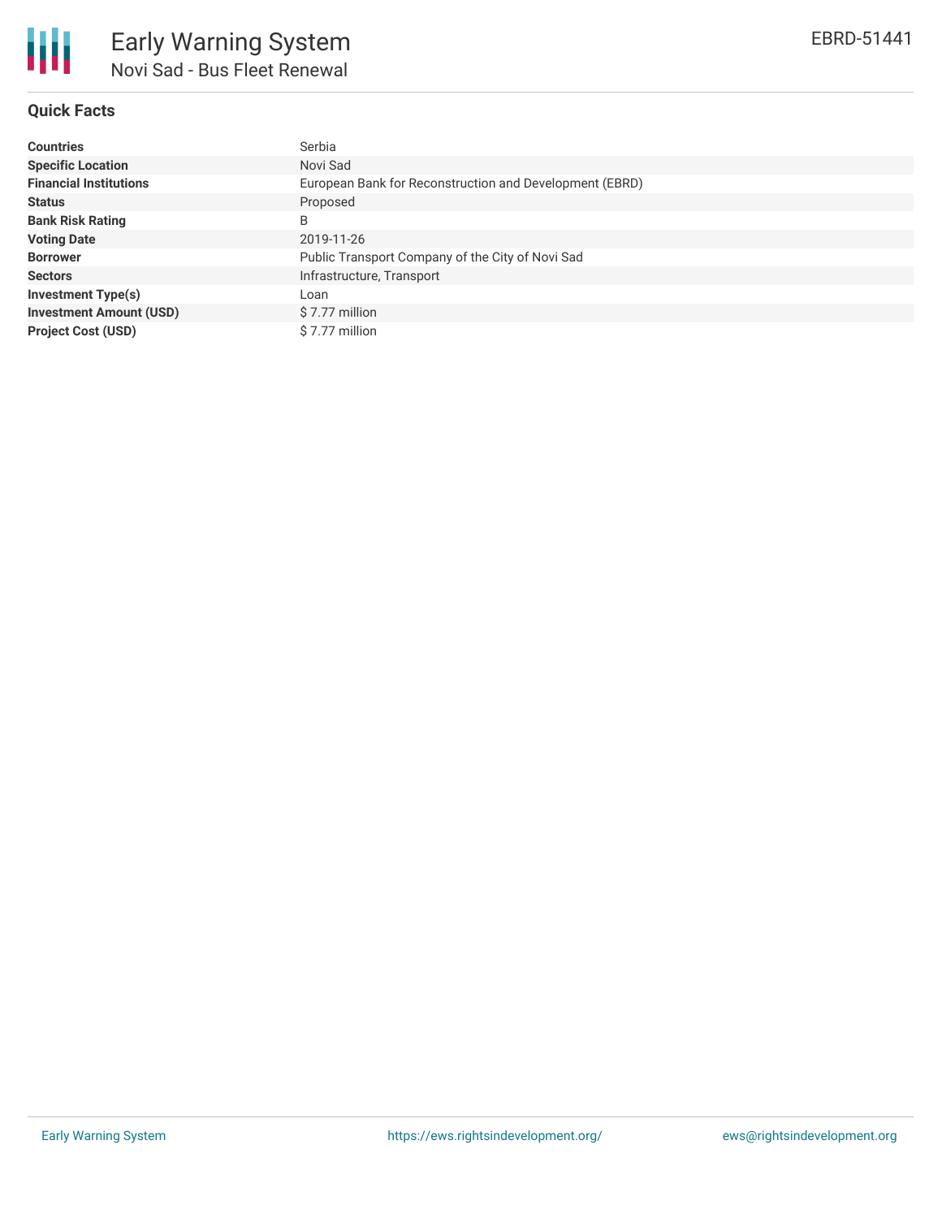# Early Warning System

## Novi Sad - Bus Fleet Renewal

EBRD-51441

### Quick Facts

| | |
|---|---|
| **Countries** | Serbia |
| **Specific Location** | Novi Sad |
| **Financial Institutions** | European Bank for Reconstruction and Development (EBRD) |
| **Status** | Proposed |
| **Bank Risk Rating** | B |
| **Voting Date** | 2019-11-26 |
| **Borrower** | Public Transport Company of the City of Novi Sad |
| **Sectors** | Infrastructure, Transport |
| **Investment Type(s)** | Loan |
| **Investment Amount (USD)** | $ 7.77 million |
| **Project Cost (USD)** | $ 7.77 million |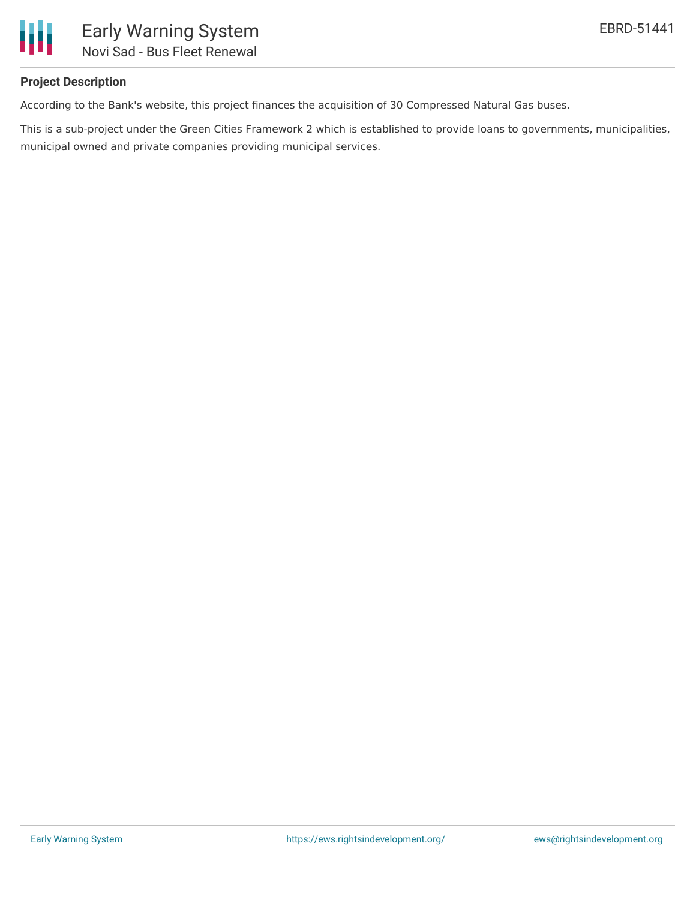### Project Description

According to the Bank's website, this project finances the acquisition of 30 Compressed Natural Gas buses.

This is a sub-project under the Green Cities Framework 2 which is established to provide loans to governments, municipalities, municipal owned and private companies providing municipal services.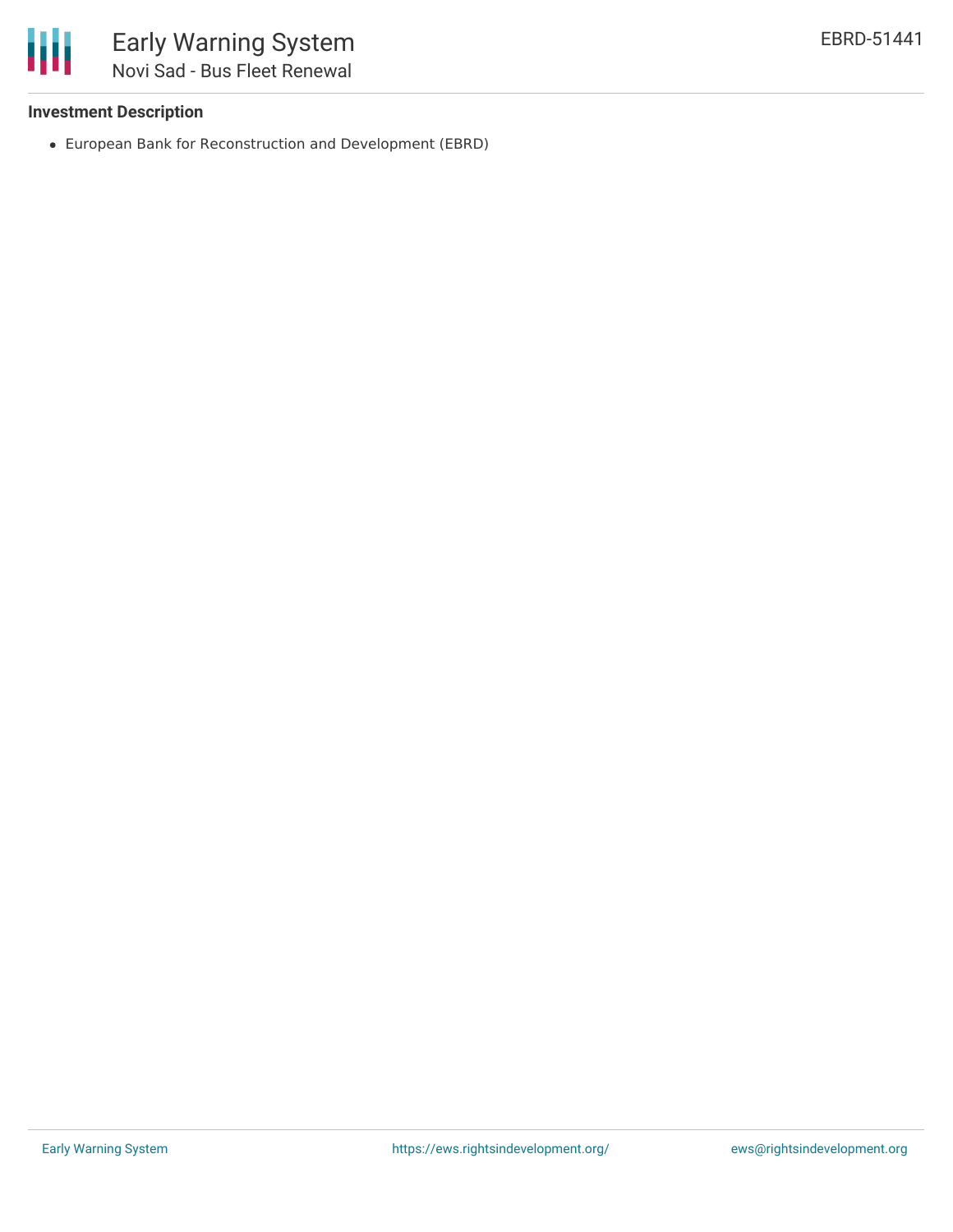### Investment Description

- European Bank for Reconstruction and Development (EBRD)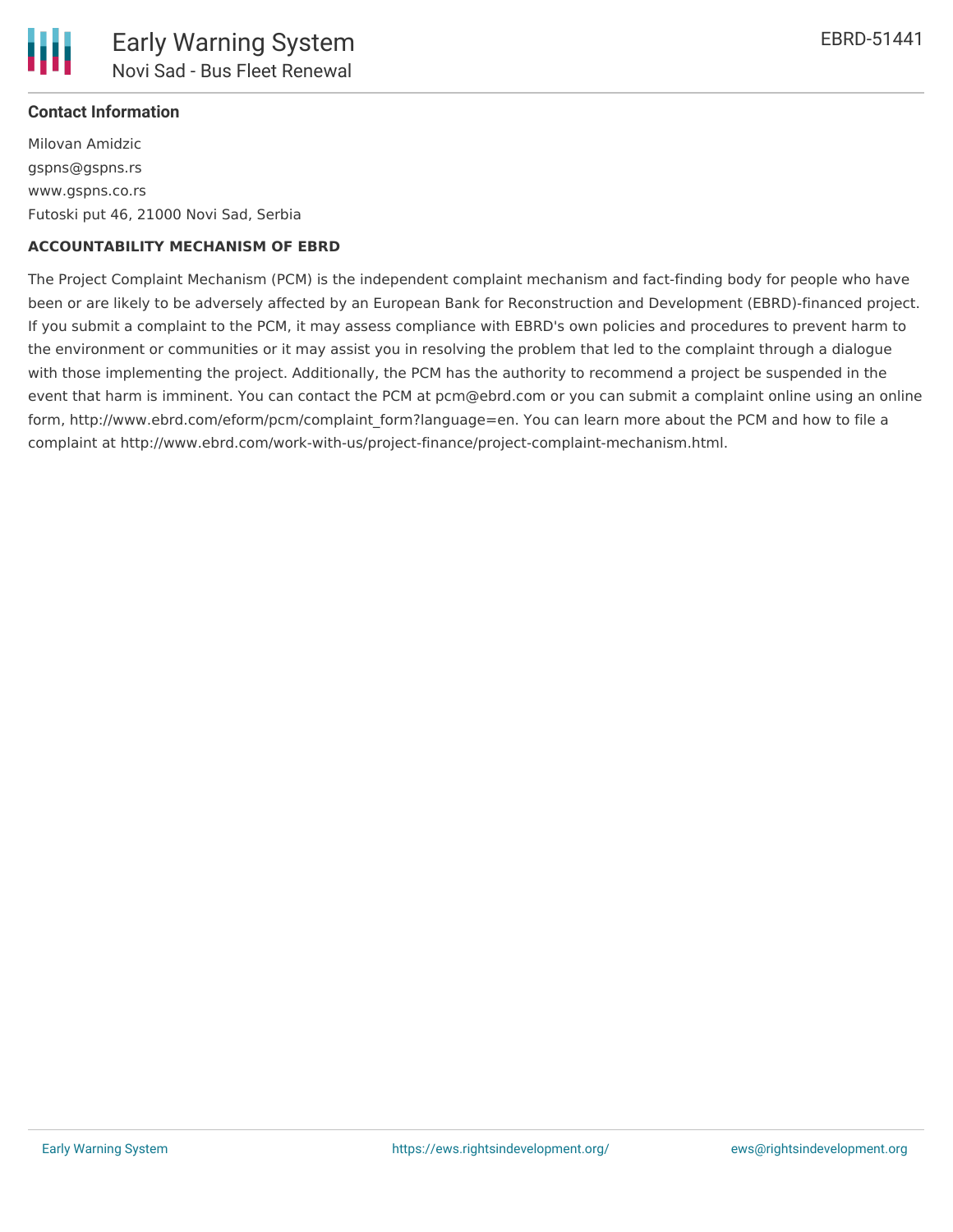## Contact Information

Milovan Amidzic
gspns@gspns.rs
www.gspns.co.rs
Futoski put 46, 21000 Novi Sad, Serbia

**ACCOUNTABILITY MECHANISM OF EBRD**

The Project Complaint Mechanism (PCM) is the independent complaint mechanism and fact-finding body for people who have been or are likely to be adversely affected by an European Bank for Reconstruction and Development (EBRD)-financed project. If you submit a complaint to the PCM, it may assess compliance with EBRD's own policies and procedures to prevent harm to the environment or communities or it may assist you in resolving the problem that led to the complaint through a dialogue with those implementing the project. Additionally, the PCM has the authority to recommend a project be suspended in the event that harm is imminent. You can contact the PCM at pcm@ebrd.com or you can submit a complaint online using an online form, http://www.ebrd.com/eform/pcm/complaint_form?language=en. You can learn more about the PCM and how to file a complaint at http://www.ebrd.com/work-with-us/project-finance/project-complaint-mechanism.html.